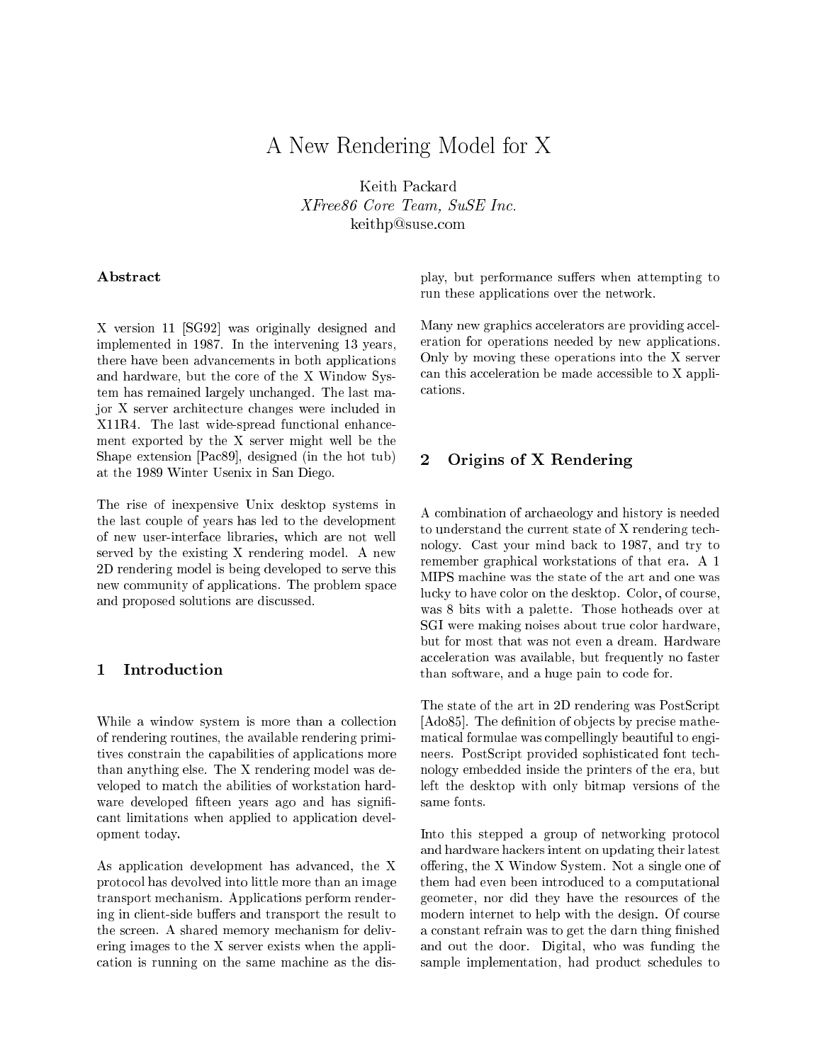# A New Rendering Model for X

Keith Packard
*XFree86 Core Team, SuSE Inc.*
keithp@suse.com

### Abstract

X version 11 [SG92] was originally designed and implemented in 1987. In the intervening 13 years, there have been advancements in both applications and hardware, but the core of the X Window System has remained largely unchanged. The last major X server architecture changes were included in X11R4. The last wide-spread functional enhancement exported by the X server might well be the Shape extension [Pac89], designed (in the hot tub) at the 1989 Winter Usenix in San Diego.

The rise of inexpensive Unix desktop systems in the last couple of years has led to the development of new user-interface libraries, which are not well served by the existing X rendering model. A new 2D rendering model is being developed to serve this new community of applications. The problem space and proposed solutions are discussed.

## 1 Introduction

While a window system is more than a collection of rendering routines, the available rendering primitives constrain the capabilities of applications more than anything else. The X rendering model was developed to match the abilities of workstation hardware developed fifteen years ago and has significant limitations when applied to application development today.

As application development has advanced, the X protocol has devolved into little more than an image transport mechanism. Applications perform rendering in client-side buffers and transport the result to the screen. A shared memory mechanism for delivering images to the X server exists when the application is running on the same machine as the display, but performance suffers when attempting to run these applications over the network.

Many new graphics accelerators are providing acceleration for operations needed by new applications. Only by moving these operations into the X server can this acceleration be made accessible to X applications.

## 2 Origins of X Rendering

A combination of archaeology and history is needed to understand the current state of X rendering technology. Cast your mind back to 1987, and try to remember graphical workstations of that era. A 1 MIPS machine was the state of the art and one was lucky to have color on the desktop. Color, of course, was 8 bits with a palette. Those hotheads over at SGI were making noises about true color hardware, but for most that was not even a dream. Hardware acceleration was available, but frequently no faster than software, and a huge pain to code for.

The state of the art in 2D rendering was PostScript [Ado85]. The definition of objects by precise mathematical formulae was compellingly beautiful to engineers. PostScript provided sophisticated font technology embedded inside the printers of the era, but left the desktop with only bitmap versions of the same fonts.

Into this stepped a group of networking protocol and hardware hackers intent on updating their latest offering, the X Window System. Not a single one of them had even been introduced to a computational geometer, nor did they have the resources of the modern internet to help with the design. Of course a constant refrain was to get the darn thing finished and out the door. Digital, who was funding the sample implementation, had product schedules to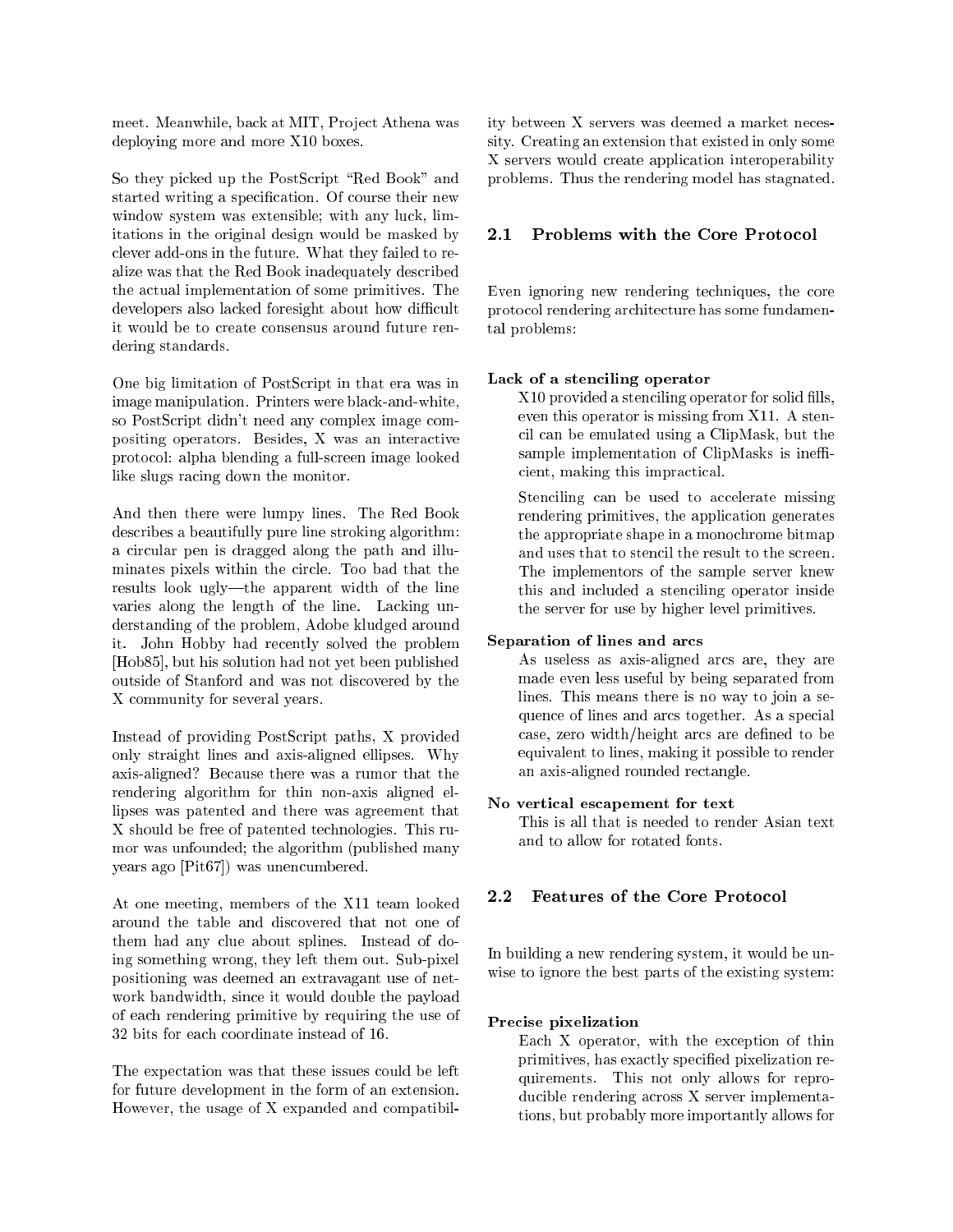meet. Meanwhile, back at MIT, Project Athena was deploying more and more X10 boxes.

So they picked up the PostScript "Red Book" and started writing a specification. Of course their new window system was extensible; with any luck, limitations in the original design would be masked by clever add-ons in the future. What they failed to realize was that the Red Book inadequately described the actual implementation of some primitives. The developers also lacked foresight about how difficult it would be to create consensus around future rendering standards.

One big limitation of PostScript in that era was in image manipulation. Printers were black-and-white, so PostScript didn't need any complex image compositing operators. Besides, X was an interactive protocol: alpha blending a full-screen image looked like slugs racing down the monitor.

And then there were lumpy lines. The Red Book describes a beautifully pure line stroking algorithm: a circular pen is dragged along the path and illuminates pixels within the circle. Too bad that the results look ugly—the apparent width of the line varies along the length of the line. Lacking understanding of the problem, Adobe kludged around it. John Hobby had recently solved the problem [Hob85], but his solution had not yet been published outside of Stanford and was not discovered by the X community for several years.

Instead of providing PostScript paths, X provided only straight lines and axis-aligned ellipses. Why axis-aligned? Because there was a rumor that the rendering algorithm for thin non-axis aligned ellipses was patented and there was agreement that X should be free of patented technologies. This rumor was unfounded; the algorithm (published many years ago [Pit67]) was unencumbered.

At one meeting, members of the X11 team looked around the table and discovered that not one of them had any clue about splines. Instead of doing something wrong, they left them out. Sub-pixel positioning was deemed an extravagant use of network bandwidth, since it would double the payload of each rendering primitive by requiring the use of 32 bits for each coordinate instead of 16.

The expectation was that these issues could be left for future development in the form of an extension. However, the usage of X expanded and compatibility between X servers was deemed a market necessity. Creating an extension that existed in only some X servers would create application interoperability problems. Thus the rendering model has stagnated.

## 2.1 Problems with the Core Protocol

Even ignoring new rendering techniques, the core protocol rendering architecture has some fundamental problems:

**Lack of a stenciling operator**

X10 provided a stenciling operator for solid fills, even this operator is missing from X11. A stencil can be emulated using a ClipMask, but the sample implementation of ClipMasks is inefficient, making this impractical.

Stenciling can be used to accelerate missing rendering primitives, the application generates the appropriate shape in a monochrome bitmap and uses that to stencil the result to the screen. The implementors of the sample server knew this and included a stenciling operator inside the server for use by higher level primitives.

**Separation of lines and arcs**

As useless as axis-aligned arcs are, they are made even less useful by being separated from lines. This means there is no way to join a sequence of lines and arcs together. As a special case, zero width/height arcs are defined to be equivalent to lines, making it possible to render an axis-aligned rounded rectangle.

**No vertical escapement for text**

This is all that is needed to render Asian text and to allow for rotated fonts.

## 2.2 Features of the Core Protocol

In building a new rendering system, it would be unwise to ignore the best parts of the existing system:

**Precise pixelization**

Each X operator, with the exception of thin primitives, has exactly specified pixelization requirements. This not only allows for reproducible rendering across X server implementations, but probably more importantly allows for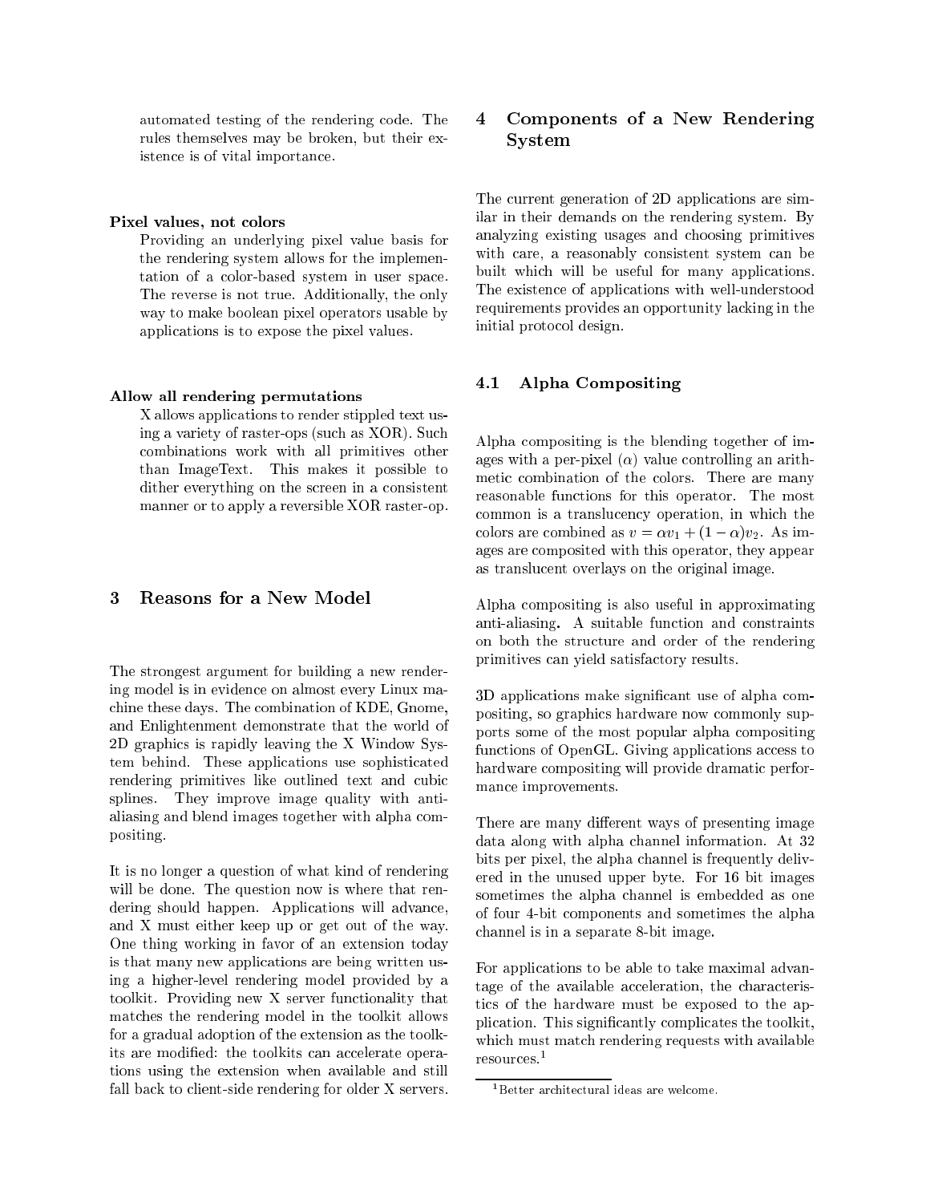automated testing of the rendering code. The rules themselves may be broken, but their existence is of vital importance.

**Pixel values, not colors**

Providing an underlying pixel value basis for the rendering system allows for the implementation of a color-based system in user space. The reverse is not true. Additionally, the only way to make boolean pixel operators usable by applications is to expose the pixel values.

**Allow all rendering permutations**

X allows applications to render stippled text using a variety of raster-ops (such as XOR). Such combinations work with all primitives other than ImageText. This makes it possible to dither everything on the screen in a consistent manner or to apply a reversible XOR raster-op.

# 3 Reasons for a New Model

The strongest argument for building a new rendering model is in evidence on almost every Linux machine these days. The combination of KDE, Gnome, and Enlightenment demonstrate that the world of 2D graphics is rapidly leaving the X Window System behind. These applications use sophisticated rendering primitives like outlined text and cubic splines. They improve image quality with anti-aliasing and blend images together with alpha compositing.

It is no longer a question of what kind of rendering will be done. The question now is where that rendering should happen. Applications will advance, and X must either keep up or get out of the way. One thing working in favor of an extension today is that many new applications are being written using a higher-level rendering model provided by a toolkit. Providing new X server functionality that matches the rendering model in the toolkit allows for a gradual adoption of the extension as the toolkits are modified: the toolkits can accelerate operations using the extension when available and still fall back to client-side rendering for older X servers.

# 4 Components of a New Rendering System

The current generation of 2D applications are similar in their demands on the rendering system. By analyzing existing usages and choosing primitives with care, a reasonably consistent system can be built which will be useful for many applications. The existence of applications with well-understood requirements provides an opportunity lacking in the initial protocol design.

## 4.1 Alpha Compositing

Alpha compositing is the blending together of images with a per-pixel ($\alpha$) value controlling an arithmetic combination of the colors. There are many reasonable functions for this operator. The most common is a translucency operation, in which the colors are combined as $v = \alpha v_1 + (1 - \alpha) v_2$. As images are composited with this operator, they appear as translucent overlays on the original image.

Alpha compositing is also useful in approximating anti-aliasing. A suitable function and constraints on both the structure and order of the rendering primitives can yield satisfactory results.

3D applications make significant use of alpha compositing, so graphics hardware now commonly supports some of the most popular alpha compositing functions of OpenGL. Giving applications access to hardware compositing will provide dramatic performance improvements.

There are many different ways of presenting image data along with alpha channel information. At 32 bits per pixel, the alpha channel is frequently delivered in the unused upper byte. For 16 bit images sometimes the alpha channel is embedded as one of four 4-bit components and sometimes the alpha channel is in a separate 8-bit image.

For applications to be able to take maximal advantage of the available acceleration, the characteristics of the hardware must be exposed to the application. This significantly complicates the toolkit, which must match rendering requests with available resources.[1]

[1] Better architectural ideas are welcome.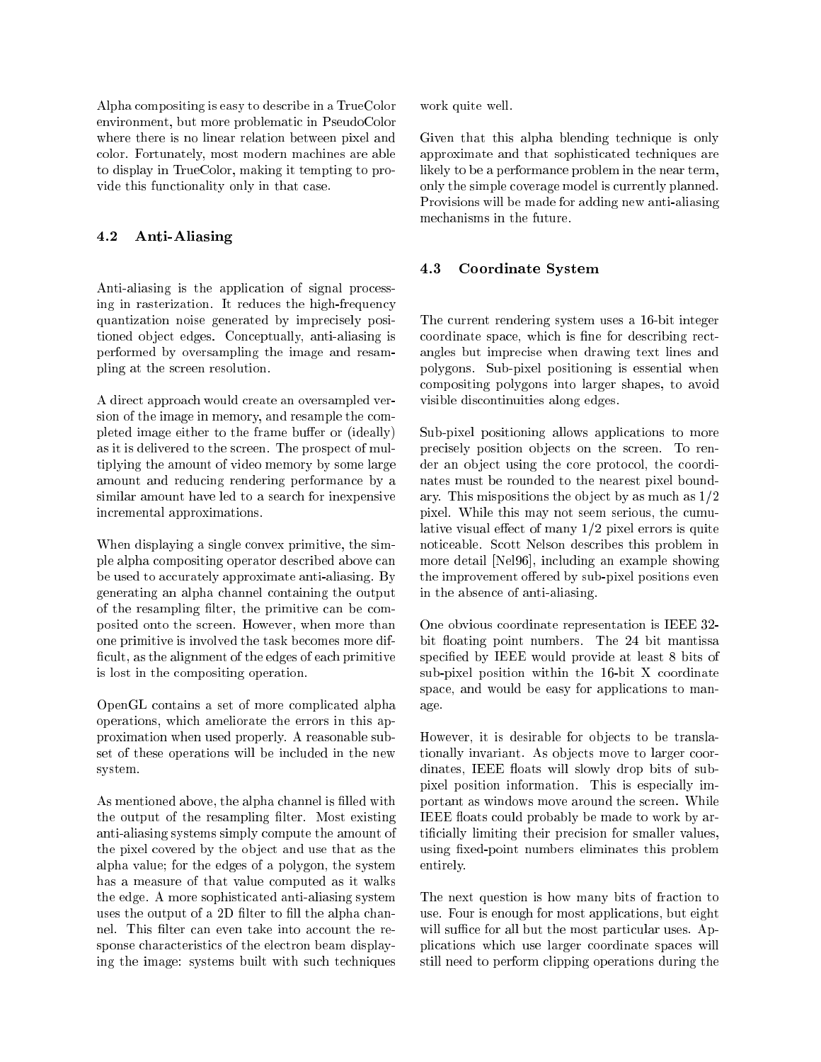Alpha compositing is easy to describe in a TrueColor environment, but more problematic in PseudoColor where there is no linear relation between pixel and color. Fortunately, most modern machines are able to display in TrueColor, making it tempting to provide this functionality only in that case.

## 4.2 Anti-Aliasing

Anti-aliasing is the application of signal processing in rasterization. It reduces the high-frequency quantization noise generated by imprecisely positioned object edges. Conceptually, anti-aliasing is performed by oversampling the image and resampling at the screen resolution.

A direct approach would create an oversampled version of the image in memory, and resample the completed image either to the frame buffer or (ideally) as it is delivered to the screen. The prospect of multiplying the amount of video memory by some large amount and reducing rendering performance by a similar amount have led to a search for inexpensive incremental approximations.

When displaying a single convex primitive, the simple alpha compositing operator described above can be used to accurately approximate anti-aliasing. By generating an alpha channel containing the output of the resampling filter, the primitive can be composited onto the screen. However, when more than one primitive is involved the task becomes more difficult, as the alignment of the edges of each primitive is lost in the compositing operation.

OpenGL contains a set of more complicated alpha operations, which ameliorate the errors in this approximation when used properly. A reasonable subset of these operations will be included in the new system.

As mentioned above, the alpha channel is filled with the output of the resampling filter. Most existing anti-aliasing systems simply compute the amount of the pixel covered by the object and use that as the alpha value; for the edges of a polygon, the system has a measure of that value computed as it walks the edge. A more sophisticated anti-aliasing system uses the output of a 2D filter to fill the alpha channel. This filter can even take into account the response characteristics of the electron beam displaying the image: systems built with such techniques work quite well.

Given that this alpha blending technique is only approximate and that sophisticated techniques are likely to be a performance problem in the near term, only the simple coverage model is currently planned. Provisions will be made for adding new anti-aliasing mechanisms in the future.

## 4.3 Coordinate System

The current rendering system uses a 16-bit integer coordinate space, which is fine for describing rectangles but imprecise when drawing text lines and polygons. Sub-pixel positioning is essential when compositing polygons into larger shapes, to avoid visible discontinuities along edges.

Sub-pixel positioning allows applications to more precisely position objects on the screen. To render an object using the core protocol, the coordinates must be rounded to the nearest pixel boundary. This mispositions the object by as much as 1/2 pixel. While this may not seem serious, the cumulative visual effect of many 1/2 pixel errors is quite noticeable. Scott Nelson describes this problem in more detail [Nel96], including an example showing the improvement offered by sub-pixel positions even in the absence of anti-aliasing.

One obvious coordinate representation is IEEE 32-bit floating point numbers. The 24 bit mantissa specified by IEEE would provide at least 8 bits of sub-pixel position within the 16-bit X coordinate space, and would be easy for applications to manage.

However, it is desirable for objects to be translationally invariant. As objects move to larger coordinates, IEEE floats will slowly drop bits of sub-pixel position information. This is especially important as windows move around the screen. While IEEE floats could probably be made to work by artificially limiting their precision for smaller values, using fixed-point numbers eliminates this problem entirely.

The next question is how many bits of fraction to use. Four is enough for most applications, but eight will suffice for all but the most particular uses. Applications which use larger coordinate spaces will still need to perform clipping operations during the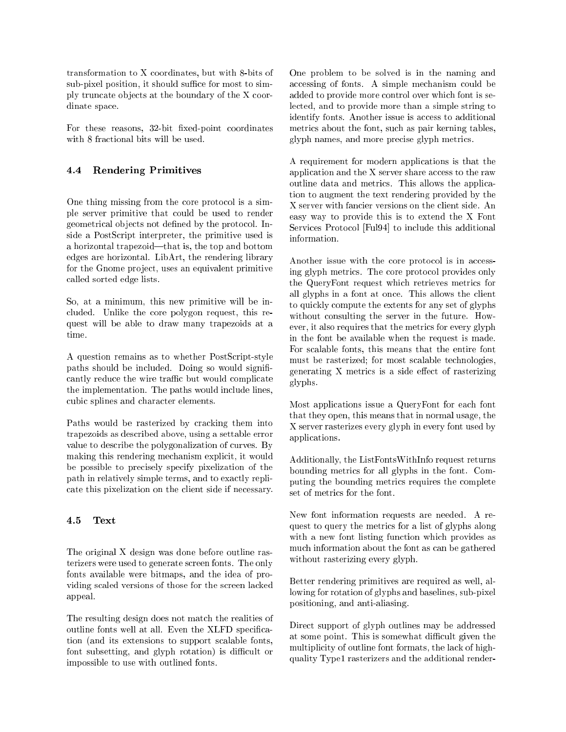transformation to X coordinates, but with 8-bits of sub-pixel position, it should suffice for most to simply truncate objects at the boundary of the X coordinate space.

For these reasons, 32-bit fixed-point coordinates with 8 fractional bits will be used.

### 4.4 Rendering Primitives

One thing missing from the core protocol is a simple server primitive that could be used to render geometrical objects not defined by the protocol. Inside a PostScript interpreter, the primitive used is a horizontal trapezoid—that is, the top and bottom edges are horizontal. LibArt, the rendering library for the Gnome project, uses an equivalent primitive called sorted edge lists.

So, at a minimum, this new primitive will be included. Unlike the core polygon request, this request will be able to draw many trapezoids at a time.

A question remains as to whether PostScript-style paths should be included. Doing so would significantly reduce the wire traffic but would complicate the implementation. The paths would include lines, cubic splines and character elements.

Paths would be rasterized by cracking them into trapezoids as described above, using a settable error value to describe the polygonalization of curves. By making this rendering mechanism explicit, it would be possible to precisely specify pixelization of the path in relatively simple terms, and to exactly replicate this pixelization on the client side if necessary.

### 4.5 Text

The original X design was done before outline rasterizers were used to generate screen fonts. The only fonts available were bitmaps, and the idea of providing scaled versions of those for the screen lacked appeal.

The resulting design does not match the realities of outline fonts well at all. Even the XLFD specification (and its extensions to support scalable fonts, font subsetting, and glyph rotation) is difficult or impossible to use with outlined fonts.

One problem to be solved is in the naming and accessing of fonts. A simple mechanism could be added to provide more control over which font is selected, and to provide more than a simple string to identify fonts. Another issue is access to additional metrics about the font, such as pair kerning tables, glyph names, and more precise glyph metrics.

A requirement for modern applications is that the application and the X server share access to the raw outline data and metrics. This allows the application to augment the text rendering provided by the X server with fancier versions on the client side. An easy way to provide this is to extend the X Font Services Protocol [Ful94] to include this additional information.

Another issue with the core protocol is in accessing glyph metrics. The core protocol provides only the QueryFont request which retrieves metrics for all glyphs in a font at once. This allows the client to quickly compute the extents for any set of glyphs without consulting the server in the future. However, it also requires that the metrics for every glyph in the font be available when the request is made. For scalable fonts, this means that the entire font must be rasterized; for most scalable technologies, generating X metrics is a side effect of rasterizing glyphs.

Most applications issue a QueryFont for each font that they open, this means that in normal usage, the X server rasterizes every glyph in every font used by applications.

Additionally, the ListFontsWithInfo request returns bounding metrics for all glyphs in the font. Computing the bounding metrics requires the complete set of metrics for the font.

New font information requests are needed. A request to query the metrics for a list of glyphs along with a new font listing function which provides as much information about the font as can be gathered without rasterizing every glyph.

Better rendering primitives are required as well, allowing for rotation of glyphs and baselines, sub-pixel positioning, and anti-aliasing.

Direct support of glyph outlines may be addressed at some point. This is somewhat difficult given the multiplicity of outline font formats, the lack of high-quality Type1 rasterizers and the additional render-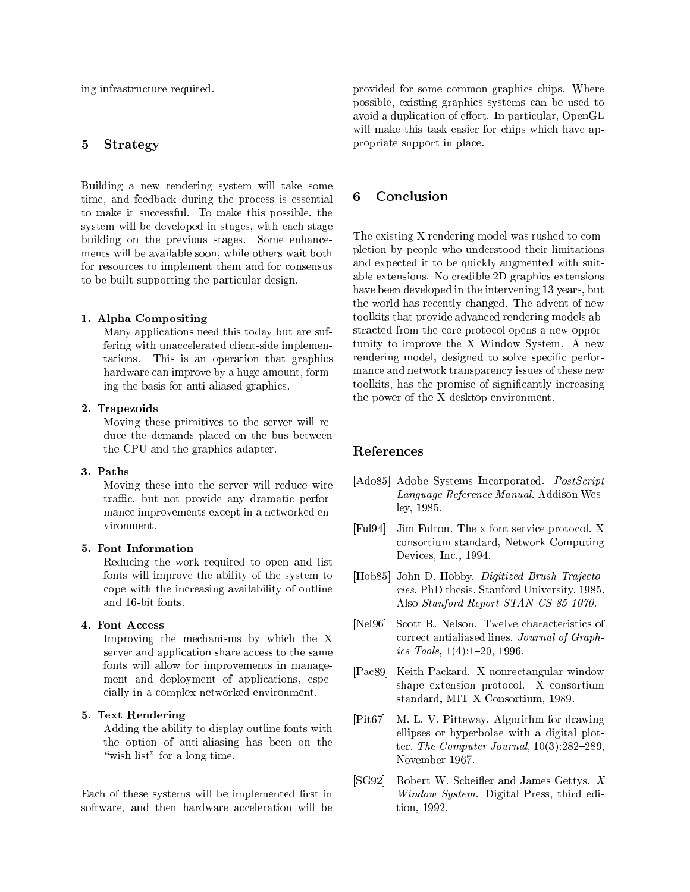ing infrastructure required.

## 5 Strategy

Building a new rendering system will take some time, and feedback during the process is essential to make it successful. To make this possible, the system will be developed in stages, with each stage building on the previous stages. Some enhancements will be available soon, while others wait both for resources to implement them and for consensus to be built supporting the particular design.

1. **Alpha Compositing**
   Many applications need this today but are suffering with unaccelerated client-side implementations. This is an operation that graphics hardware can improve by a huge amount, forming the basis for anti-aliased graphics.

2. **Trapezoids**
   Moving these primitives to the server will reduce the demands placed on the bus between the CPU and the graphics adapter.

3. **Paths**
   Moving these into the server will reduce wire traffic, but not provide any dramatic performance improvements except in a networked environment.

5. **Font Information**
   Reducing the work required to open and list fonts will improve the ability of the system to cope with the increasing availability of outline and 16-bit fonts.

4. **Font Access**
   Improving the mechanisms by which the X server and application share access to the same fonts will allow for improvements in management and deployment of applications, especially in a complex networked environment.

5. **Text Rendering**
   Adding the ability to display outline fonts with the option of anti-aliasing has been on the "wish list" for a long time.

Each of these systems will be implemented first in software, and then hardware acceleration will be provided for some common graphics chips. Where possible, existing graphics systems can be used to avoid a duplication of effort. In particular, OpenGL will make this task easier for chips which have appropriate support in place.

## 6 Conclusion

The existing X rendering model was rushed to completion by people who understood their limitations and expected it to be quickly augmented with suitable extensions. No credible 2D graphics extensions have been developed in the intervening 13 years, but the world has recently changed. The advent of new toolkits that provide advanced rendering models abstracted from the core protocol opens a new opportunity to improve the X Window System. A new rendering model, designed to solve specific performance and network transparency issues of these new toolkits, has the promise of significantly increasing the power of the X desktop environment.

## References

[Ado85] Adobe Systems Incorporated. *PostScript Language Reference Manual*. Addison Wesley, 1985.

[Ful94] Jim Fulton. The x font service protocol. X consortium standard, Network Computing Devices, Inc., 1994.

[Hob85] John D. Hobby. *Digitized Brush Trajectories*. PhD thesis, Stanford University, 1985. Also *Stanford Report STAN-CS-85-1070*.

[Nel96] Scott R. Nelson. Twelve characteristics of correct antialiased lines. *Journal of Graphics Tools*, 1(4):1–20, 1996.

[Pac89] Keith Packard. X nonrectangular window shape extension protocol. X consortium standard, MIT X Consortium, 1989.

[Pit67] M. L. V. Pitteway. Algorithm for drawing ellipses or hyperbolae with a digital plotter. *The Computer Journal*, 10(3):282–289, November 1967.

[SG92] Robert W. Scheifler and James Gettys. *X Window System*. Digital Press, third edition, 1992.